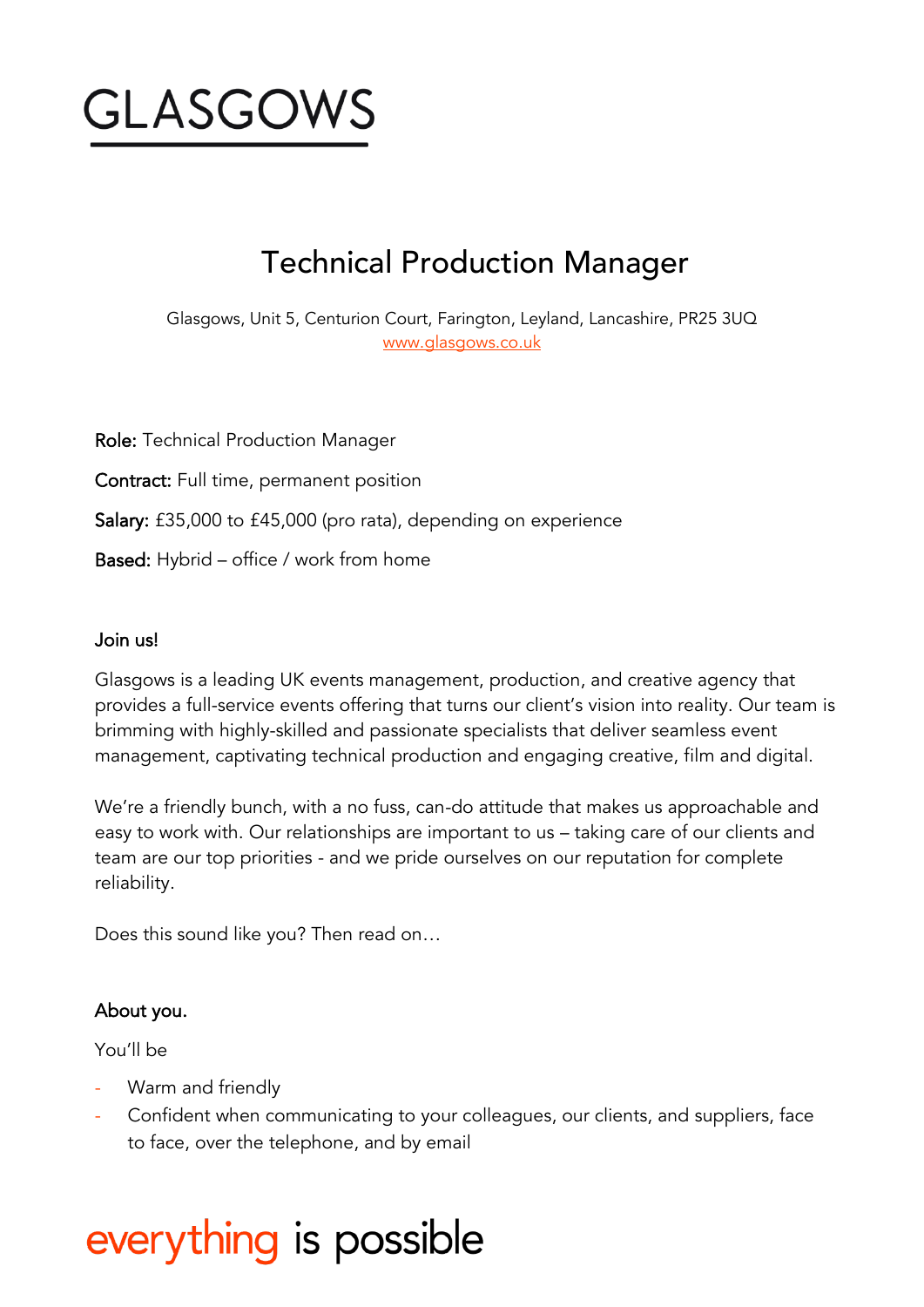# GLASGOWS

## Technical Production Manager

Glasgows, Unit 5, Centurion Court, Farington, Leyland, Lancashire, PR25 3UQ
www.glasgows.co.uk

**Role:** Technical Production Manager

**Contract:** Full time, permanent position

**Salary:** £35,000 to £45,000 (pro rata), depending on experience

**Based:** Hybrid – office / work from home

### Join us!

Glasgows is a leading UK events management, production, and creative agency that provides a full-service events offering that turns our client's vision into reality. Our team is brimming with highly-skilled and passionate specialists that deliver seamless event management, captivating technical production and engaging creative, film and digital.

We're a friendly bunch, with a no fuss, can-do attitude that makes us approachable and easy to work with. Our relationships are important to us – taking care of our clients and team are our top priorities - and we pride ourselves on our reputation for complete reliability.

Does this sound like you? Then read on…

### About you.

You'll be

- Warm and friendly
- Confident when communicating to your colleagues, our clients, and suppliers, face to face, over the telephone, and by email

everything is possible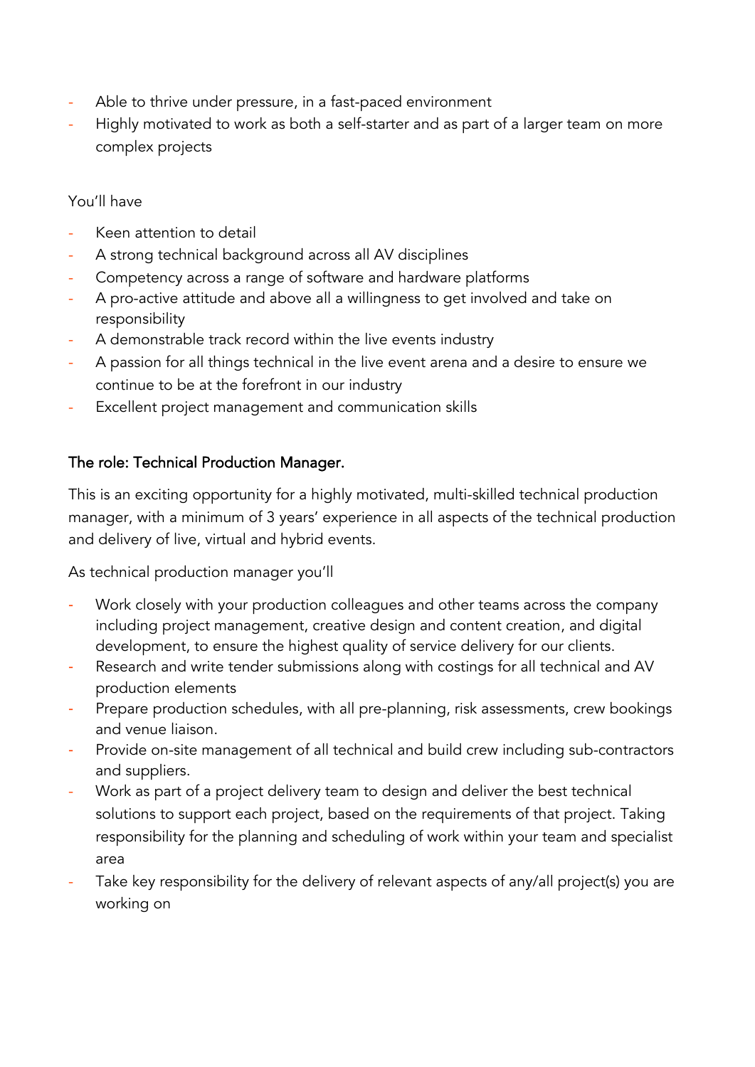- Able to thrive under pressure, in a fast-paced environment
- Highly motivated to work as both a self-starter and as part of a larger team on more complex projects

You'll have

- Keen attention to detail
- A strong technical background across all AV disciplines
- Competency across a range of software and hardware platforms
- A pro-active attitude and above all a willingness to get involved and take on responsibility
- A demonstrable track record within the live events industry
- A passion for all things technical in the live event arena and a desire to ensure we continue to be at the forefront in our industry
- Excellent project management and communication skills

## The role: Technical Production Manager.

This is an exciting opportunity for a highly motivated, multi-skilled technical production manager, with a minimum of 3 years' experience in all aspects of the technical production and delivery of live, virtual and hybrid events.

As technical production manager you'll

- Work closely with your production colleagues and other teams across the company including project management, creative design and content creation, and digital development, to ensure the highest quality of service delivery for our clients.
- Research and write tender submissions along with costings for all technical and AV production elements
- Prepare production schedules, with all pre-planning, risk assessments, crew bookings and venue liaison.
- Provide on-site management of all technical and build crew including sub-contractors and suppliers.
- Work as part of a project delivery team to design and deliver the best technical solutions to support each project, based on the requirements of that project. Taking responsibility for the planning and scheduling of work within your team and specialist area
- Take key responsibility for the delivery of relevant aspects of any/all project(s) you are working on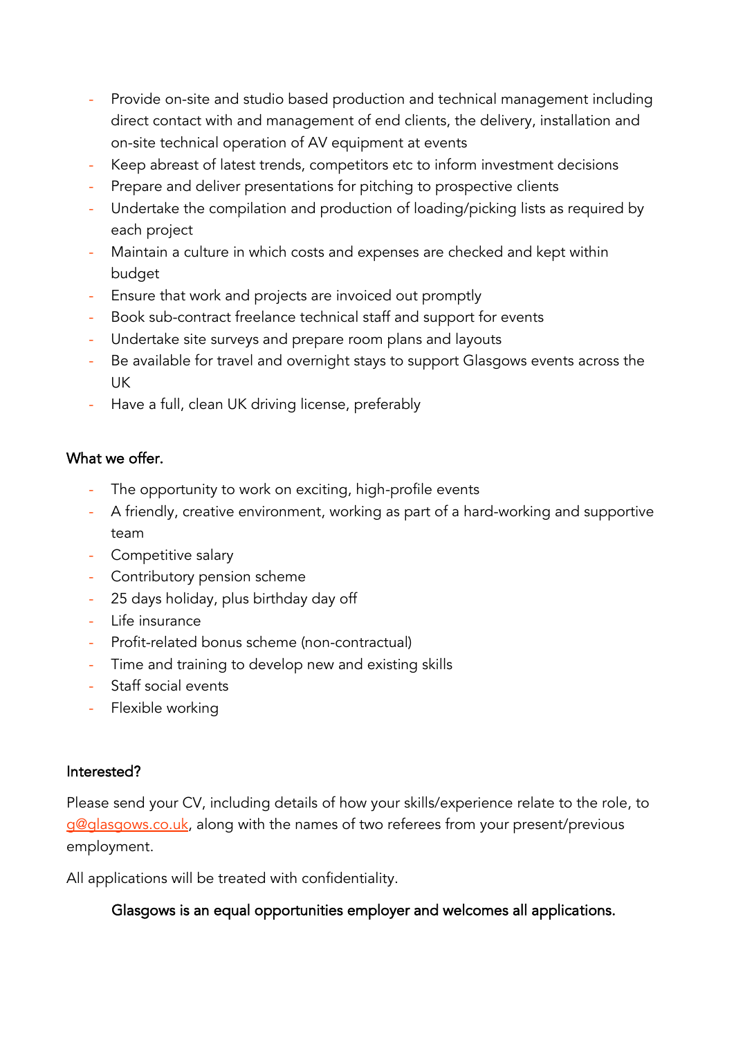- Provide on-site and studio based production and technical management including direct contact with and management of end clients, the delivery, installation and on-site technical operation of AV equipment at events
- Keep abreast of latest trends, competitors etc to inform investment decisions
- Prepare and deliver presentations for pitching to prospective clients
- Undertake the compilation and production of loading/picking lists as required by each project
- Maintain a culture in which costs and expenses are checked and kept within budget
- Ensure that work and projects are invoiced out promptly
- Book sub-contract freelance technical staff and support for events
- Undertake site surveys and prepare room plans and layouts
- Be available for travel and overnight stays to support Glasgows events across the UK
- Have a full, clean UK driving license, preferably

What we offer.

- The opportunity to work on exciting, high-profile events
- A friendly, creative environment, working as part of a hard-working and supportive team
- Competitive salary
- Contributory pension scheme
- 25 days holiday, plus birthday day off
- Life insurance
- Profit-related bonus scheme (non-contractual)
- Time and training to develop new and existing skills
- Staff social events
- Flexible working

Interested?

Please send your CV, including details of how your skills/experience relate to the role, to g@glasgows.co.uk, along with the names of two referees from your present/previous employment.

All applications will be treated with confidentiality.

Glasgows is an equal opportunities employer and welcomes all applications.